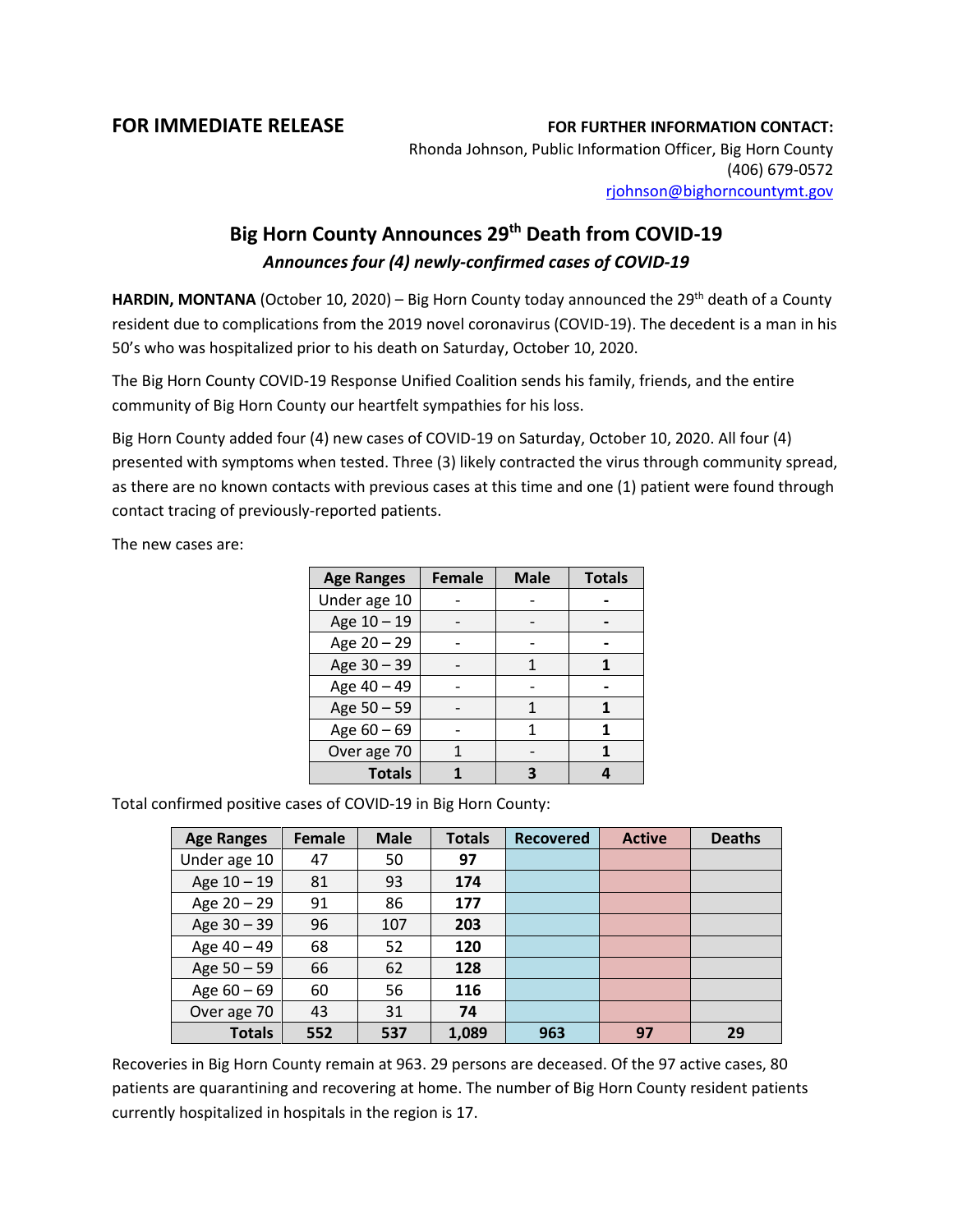**FOR IMMEDIATE RELEASE**

**FOR FURTHER INFORMATION CONTACT:**
Rhonda Johnson, Public Information Officer, Big Horn County
(406) 679-0572
rjohnson@bighorncountymt.gov

## Big Horn County Announces 29th Death from COVID-19

### *Announces four (4) newly-confirmed cases of COVID-19*

**HARDIN, MONTANA** (October 10, 2020) – Big Horn County today announced the 29th death of a County resident due to complications from the 2019 novel coronavirus (COVID-19). The decedent is a man in his 50's who was hospitalized prior to his death on Saturday, October 10, 2020.

The Big Horn County COVID-19 Response Unified Coalition sends his family, friends, and the entire community of Big Horn County our heartfelt sympathies for his loss.

Big Horn County added four (4) new cases of COVID-19 on Saturday, October 10, 2020. All four (4) presented with symptoms when tested. Three (3) likely contracted the virus through community spread, as there are no known contacts with previous cases at this time and one (1) patient were found through contact tracing of previously-reported patients.

The new cases are:

| Age Ranges | Female | Male | Totals |
|---|---|---|---|
| Under age 10 | - | - | **-** |
| Age 10 – 19 | - | - | **-** |
| Age 20 – 29 | - | - | **-** |
| Age 30 – 39 | - | 1 | **1** |
| Age 40 – 49 | - | - | **-** |
| Age 50 – 59 | - | 1 | **1** |
| Age 60 – 69 | - | 1 | **1** |
| Over age 70 | 1 | - | **1** |
| **Totals** | **1** | **3** | **4** |

Total confirmed positive cases of COVID-19 in Big Horn County:

| Age Ranges | Female | Male | Totals | Recovered | Active | Deaths |
|---|---|---|---|---|---|---|
| Under age 10 | 47 | 50 | **97** | | | |
| Age 10 – 19 | 81 | 93 | **174** | | | |
| Age 20 – 29 | 91 | 86 | **177** | | | |
| Age 30 – 39 | 96 | 107 | **203** | | | |
| Age 40 – 49 | 68 | 52 | **120** | | | |
| Age 50 – 59 | 66 | 62 | **128** | | | |
| Age 60 – 69 | 60 | 56 | **116** | | | |
| Over age 70 | 43 | 31 | **74** | | | |
| **Totals** | **552** | **537** | **1,089** | **963** | **97** | **29** |

Recoveries in Big Horn County remain at 963. 29 persons are deceased. Of the 97 active cases, 80 patients are quarantining and recovering at home. The number of Big Horn County resident patients currently hospitalized in hospitals in the region is 17.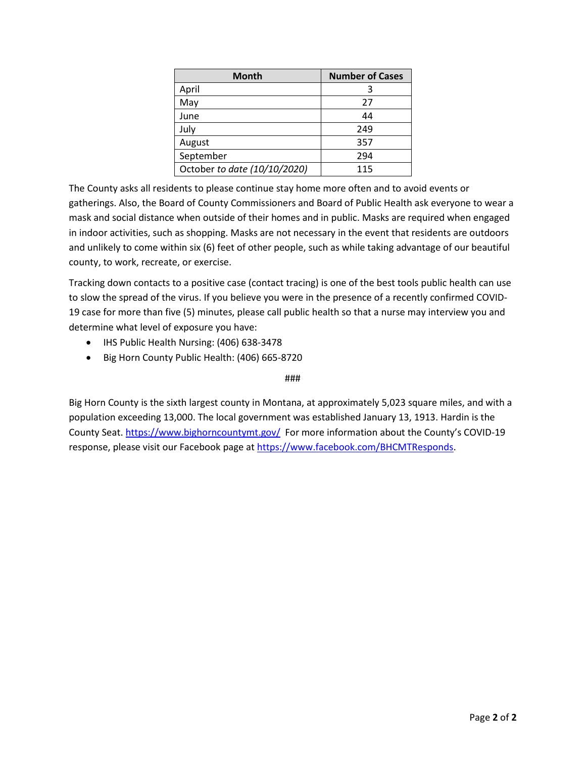| Month | Number of Cases |
| --- | --- |
| April | 3 |
| May | 27 |
| June | 44 |
| July | 249 |
| August | 357 |
| September | 294 |
| October *to date (10/10/2020)* | 115 |

The County asks all residents to please continue stay home more often and to avoid events or gatherings. Also, the Board of County Commissioners and Board of Public Health ask everyone to wear a mask and social distance when outside of their homes and in public. Masks are required when engaged in indoor activities, such as shopping. Masks are not necessary in the event that residents are outdoors and unlikely to come within six (6) feet of other people, such as while taking advantage of our beautiful county, to work, recreate, or exercise.

Tracking down contacts to a positive case (contact tracing) is one of the best tools public health can use to slow the spread of the virus. If you believe you were in the presence of a recently confirmed COVID-19 case for more than five (5) minutes, please call public health so that a nurse may interview you and determine what level of exposure you have:

- IHS Public Health Nursing: (406) 638-3478
- Big Horn County Public Health: (406) 665-8720

###

Big Horn County is the sixth largest county in Montana, at approximately 5,023 square miles, and with a population exceeding 13,000. The local government was established January 13, 1913. Hardin is the County Seat. https://www.bighorncountymt.gov/ For more information about the County's COVID-19 response, please visit our Facebook page at https://www.facebook.com/BHCMTResponds.